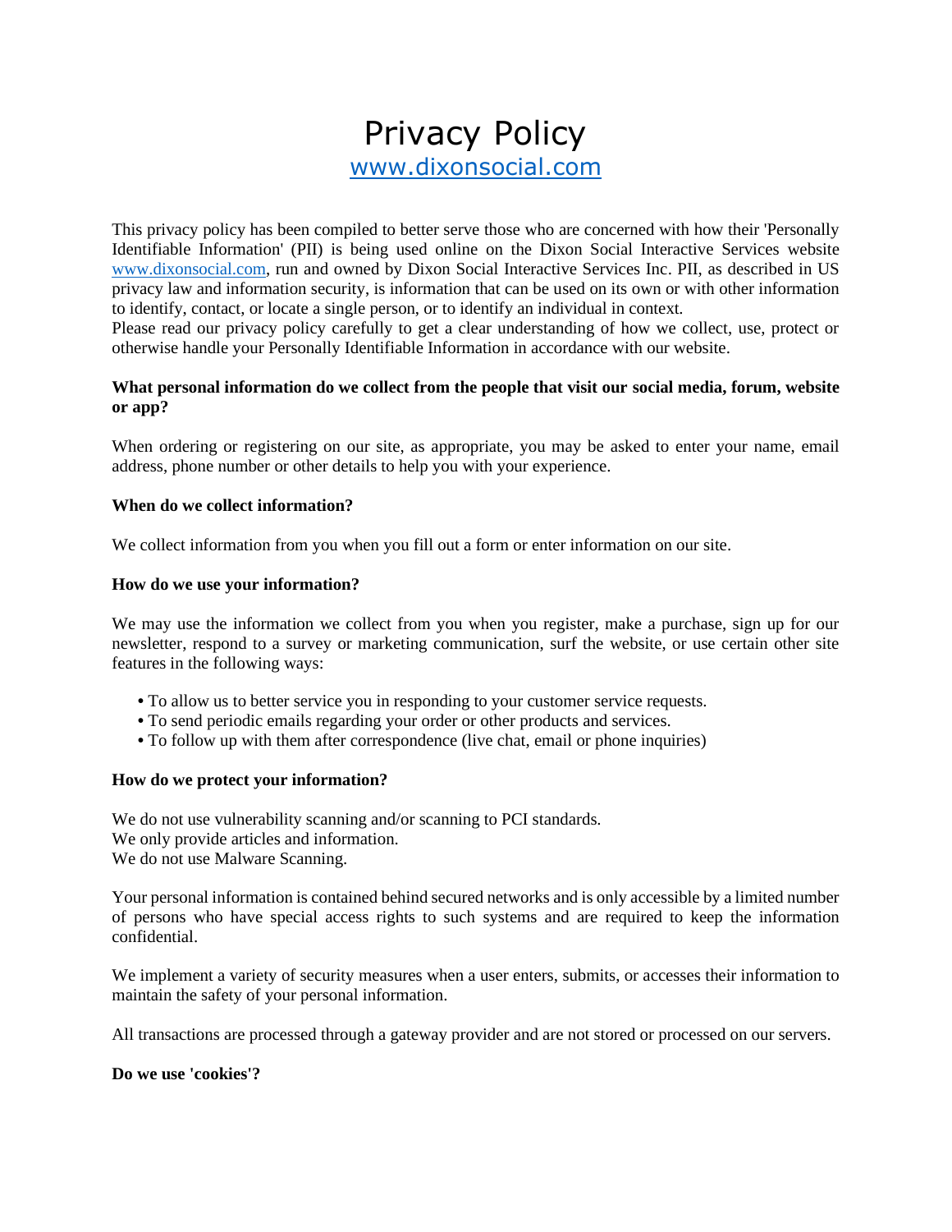# Privacy Policy

[www.dixonsocial.com](http://www.dixonsocial.com)

This privacy policy has been compiled to better serve those who are concerned with how their 'Personally Identifiable Information' (PII) is being used online on the Dixon Social Interactive Services website [www.dixonsocial.com](http://www.dixonsocial.com), run and owned by Dixon Social Interactive Services Inc. PII, as described in US privacy law and information security, is information that can be used on its own or with other information to identify, contact, or locate a single person, or to identify an individual in context.
Please read our privacy policy carefully to get a clear understanding of how we collect, use, protect or otherwise handle your Personally Identifiable Information in accordance with our website.

**What personal information do we collect from the people that visit our social media, forum, website or app?**

When ordering or registering on our site, as appropriate, you may be asked to enter your name, email address, phone number or other details to help you with your experience.

**When do we collect information?**

We collect information from you when you fill out a form or enter information on our site.

**How do we use your information?**

We may use the information we collect from you when you register, make a purchase, sign up for our newsletter, respond to a survey or marketing communication, surf the website, or use certain other site features in the following ways:

- To allow us to better service you in responding to your customer service requests.
- To send periodic emails regarding your order or other products and services.
- To follow up with them after correspondence (live chat, email or phone inquiries)

**How do we protect your information?**

We do not use vulnerability scanning and/or scanning to PCI standards.
We only provide articles and information.
We do not use Malware Scanning.

Your personal information is contained behind secured networks and is only accessible by a limited number of persons who have special access rights to such systems and are required to keep the information confidential.

We implement a variety of security measures when a user enters, submits, or accesses their information to maintain the safety of your personal information.

All transactions are processed through a gateway provider and are not stored or processed on our servers.

**Do we use 'cookies'?**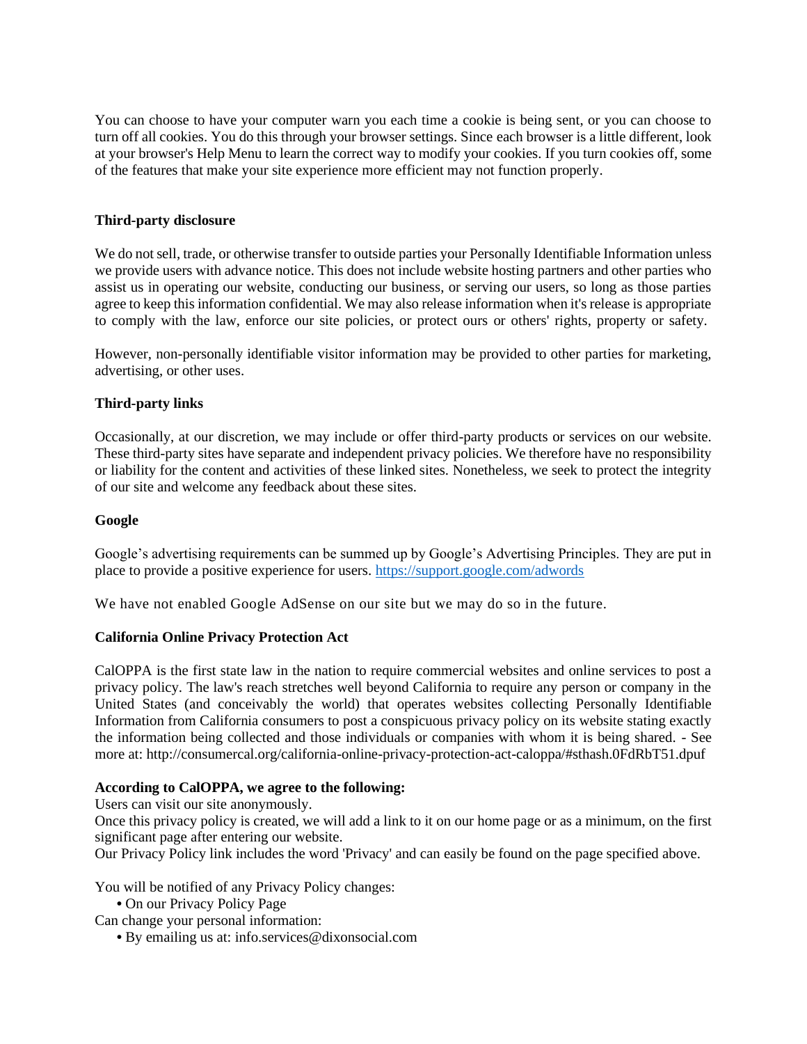You can choose to have your computer warn you each time a cookie is being sent, or you can choose to turn off all cookies. You do this through your browser settings. Since each browser is a little different, look at your browser's Help Menu to learn the correct way to modify your cookies. If you turn cookies off, some of the features that make your site experience more efficient may not function properly.

**Third-party disclosure**

We do not sell, trade, or otherwise transfer to outside parties your Personally Identifiable Information unless we provide users with advance notice. This does not include website hosting partners and other parties who assist us in operating our website, conducting our business, or serving our users, so long as those parties agree to keep this information confidential. We may also release information when it's release is appropriate to comply with the law, enforce our site policies, or protect ours or others' rights, property or safety.

However, non-personally identifiable visitor information may be provided to other parties for marketing, advertising, or other uses.

**Third-party links**

Occasionally, at our discretion, we may include or offer third-party products or services on our website. These third-party sites have separate and independent privacy policies. We therefore have no responsibility or liability for the content and activities of these linked sites. Nonetheless, we seek to protect the integrity of our site and welcome any feedback about these sites.

**Google**

Google's advertising requirements can be summed up by Google's Advertising Principles. They are put in place to provide a positive experience for users. https://support.google.com/adwords

We have not enabled Google AdSense on our site but we may do so in the future.

**California Online Privacy Protection Act**

CalOPPA is the first state law in the nation to require commercial websites and online services to post a privacy policy. The law's reach stretches well beyond California to require any person or company in the United States (and conceivably the world) that operates websites collecting Personally Identifiable Information from California consumers to post a conspicuous privacy policy on its website stating exactly the information being collected and those individuals or companies with whom it is being shared. - See more at: http://consumercal.org/california-online-privacy-protection-act-caloppa/#sthash.0FdRbT51.dpuf

**According to CalOPPA, we agree to the following:**
Users can visit our site anonymously.
Once this privacy policy is created, we will add a link to it on our home page or as a minimum, on the first significant page after entering our website.
Our Privacy Policy link includes the word 'Privacy' and can easily be found on the page specified above.

You will be notified of any Privacy Policy changes:
- On our Privacy Policy Page

Can change your personal information:
- By emailing us at: info.services@dixonsocial.com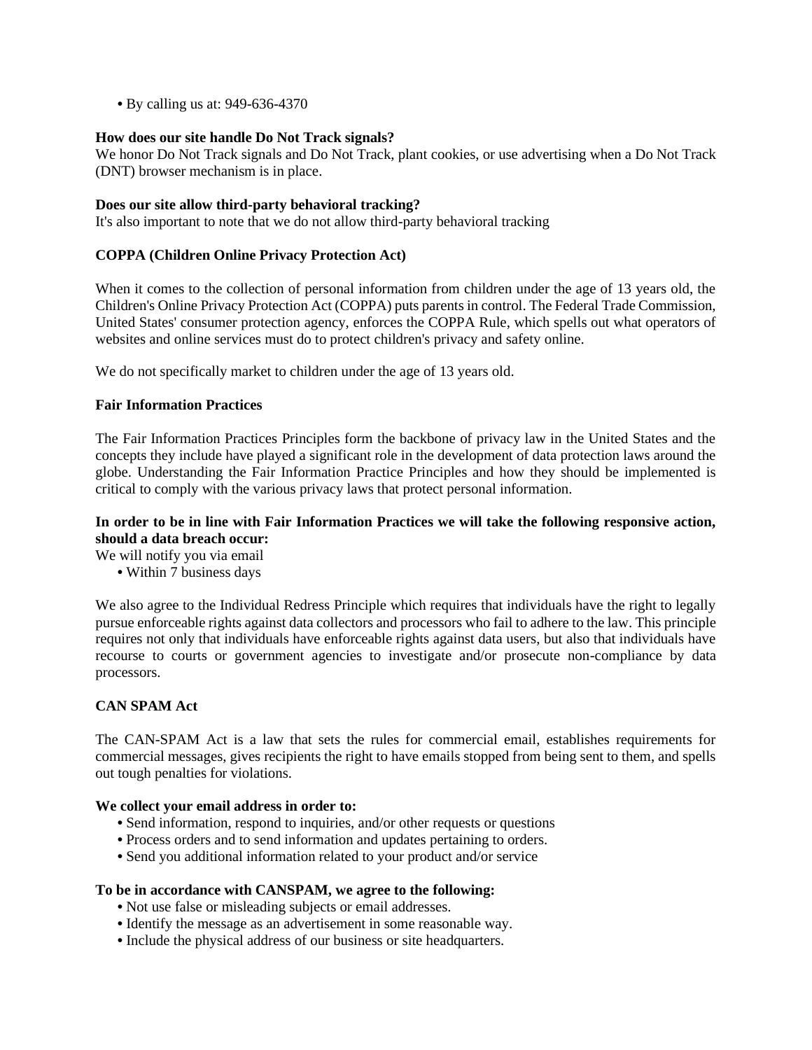- By calling us at: 949-636-4370

**How does our site handle Do Not Track signals?**
We honor Do Not Track signals and Do Not Track, plant cookies, or use advertising when a Do Not Track (DNT) browser mechanism is in place.

**Does our site allow third-party behavioral tracking?**
It's also important to note that we do not allow third-party behavioral tracking

**COPPA (Children Online Privacy Protection Act)**

When it comes to the collection of personal information from children under the age of 13 years old, the Children's Online Privacy Protection Act (COPPA) puts parents in control. The Federal Trade Commission, United States' consumer protection agency, enforces the COPPA Rule, which spells out what operators of websites and online services must do to protect children's privacy and safety online.

We do not specifically market to children under the age of 13 years old.

**Fair Information Practices**

The Fair Information Practices Principles form the backbone of privacy law in the United States and the concepts they include have played a significant role in the development of data protection laws around the globe. Understanding the Fair Information Practice Principles and how they should be implemented is critical to comply with the various privacy laws that protect personal information.

**In order to be in line with Fair Information Practices we will take the following responsive action, should a data breach occur:**
We will notify you via email
- Within 7 business days

We also agree to the Individual Redress Principle which requires that individuals have the right to legally pursue enforceable rights against data collectors and processors who fail to adhere to the law. This principle requires not only that individuals have enforceable rights against data users, but also that individuals have recourse to courts or government agencies to investigate and/or prosecute non-compliance by data processors.

**CAN SPAM Act**

The CAN-SPAM Act is a law that sets the rules for commercial email, establishes requirements for commercial messages, gives recipients the right to have emails stopped from being sent to them, and spells out tough penalties for violations.

**We collect your email address in order to:**
- Send information, respond to inquiries, and/or other requests or questions
- Process orders and to send information and updates pertaining to orders.
- Send you additional information related to your product and/or service

**To be in accordance with CANSPAM, we agree to the following:**
- Not use false or misleading subjects or email addresses.
- Identify the message as an advertisement in some reasonable way.
- Include the physical address of our business or site headquarters.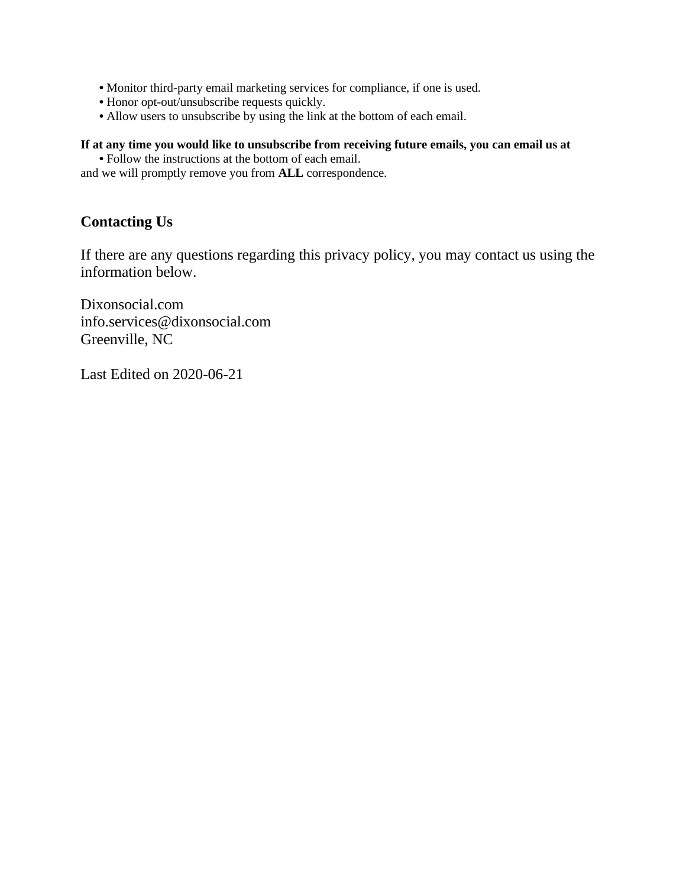- Monitor third-party email marketing services for compliance, if one is used.
- Honor opt-out/unsubscribe requests quickly.
- Allow users to unsubscribe by using the link at the bottom of each email.

**If at any time you would like to unsubscribe from receiving future emails, you can email us at**

- Follow the instructions at the bottom of each email.

and we will promptly remove you from **ALL** correspondence.

## Contacting Us

If there are any questions regarding this privacy policy, you may contact us using the information below.

Dixonsocial.com
info.services@dixonsocial.com
Greenville, NC

Last Edited on 2020-06-21